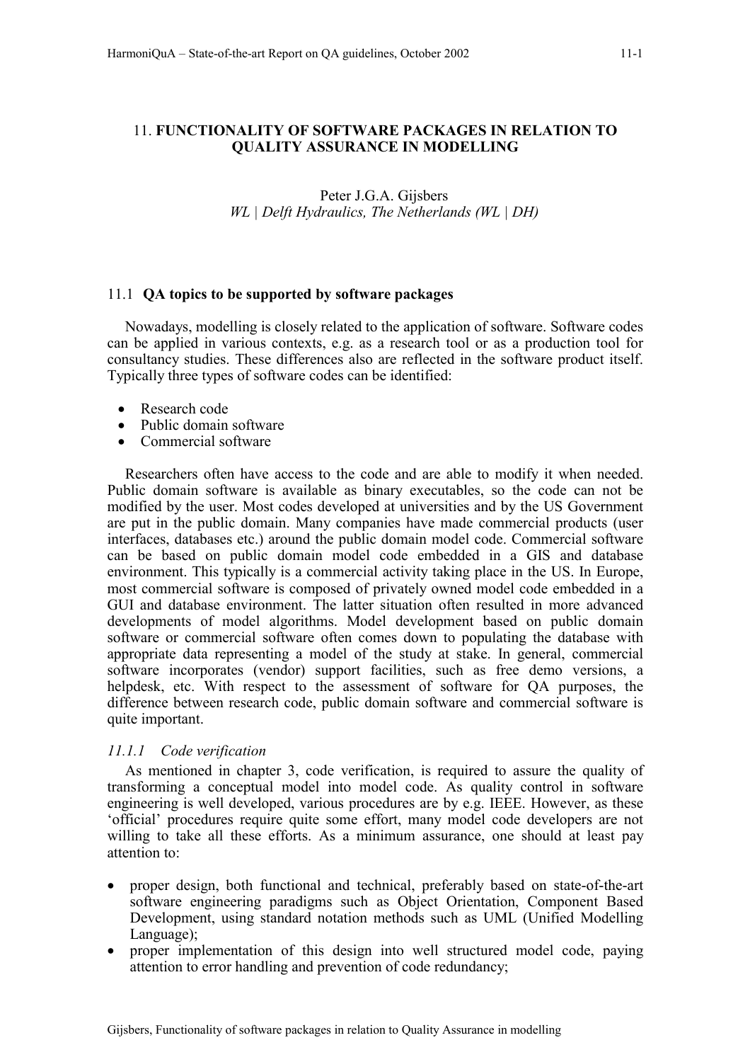# 11. FUNCTIONALITY OF SOFTWARE PACKAGES IN RELATION TO QUALITY ASSURANCE IN MODELLING

Peter J.G.A. Gijsbers
*WL | Delft Hydraulics, The Netherlands (WL | DH)*

## 11.1 QA topics to be supported by software packages

Nowadays, modelling is closely related to the application of software. Software codes can be applied in various contexts, e.g. as a research tool or as a production tool for consultancy studies. These differences also are reflected in the software product itself. Typically three types of software codes can be identified:

- Research code
- Public domain software
- Commercial software

Researchers often have access to the code and are able to modify it when needed. Public domain software is available as binary executables, so the code can not be modified by the user. Most codes developed at universities and by the US Government are put in the public domain. Many companies have made commercial products (user interfaces, databases etc.) around the public domain model code. Commercial software can be based on public domain model code embedded in a GIS and database environment. This typically is a commercial activity taking place in the US. In Europe, most commercial software is composed of privately owned model code embedded in a GUI and database environment. The latter situation often resulted in more advanced developments of model algorithms. Model development based on public domain software or commercial software often comes down to populating the database with appropriate data representing a model of the study at stake. In general, commercial software incorporates (vendor) support facilities, such as free demo versions, a helpdesk, etc. With respect to the assessment of software for QA purposes, the difference between research code, public domain software and commercial software is quite important.

### *11.1.1 Code verification*

As mentioned in chapter 3, code verification, is required to assure the quality of transforming a conceptual model into model code. As quality control in software engineering is well developed, various procedures are by e.g. IEEE. However, as these 'official' procedures require quite some effort, many model code developers are not willing to take all these efforts. As a minimum assurance, one should at least pay attention to:

- proper design, both functional and technical, preferably based on state-of-the-art software engineering paradigms such as Object Orientation, Component Based Development, using standard notation methods such as UML (Unified Modelling Language);
- proper implementation of this design into well structured model code, paying attention to error handling and prevention of code redundancy;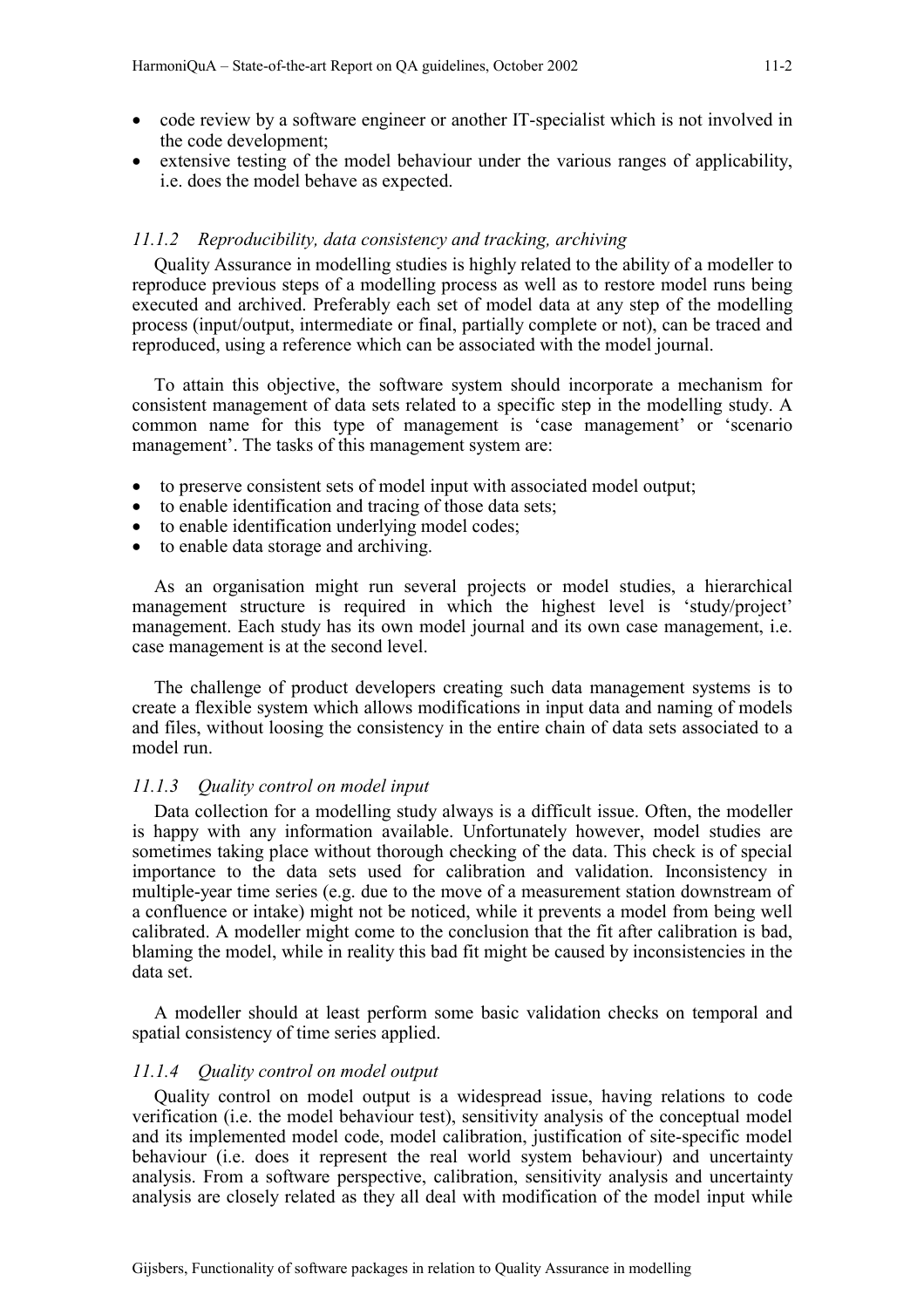- code review by a software engineer or another IT-specialist which is not involved in the code development;
- extensive testing of the model behaviour under the various ranges of applicability, i.e. does the model behave as expected.

### *11.1.2 Reproducibility, data consistency and tracking, archiving*

Quality Assurance in modelling studies is highly related to the ability of a modeller to reproduce previous steps of a modelling process as well as to restore model runs being executed and archived. Preferably each set of model data at any step of the modelling process (input/output, intermediate or final, partially complete or not), can be traced and reproduced, using a reference which can be associated with the model journal.

To attain this objective, the software system should incorporate a mechanism for consistent management of data sets related to a specific step in the modelling study. A common name for this type of management is 'case management' or 'scenario management'. The tasks of this management system are:

- to preserve consistent sets of model input with associated model output;
- to enable identification and tracing of those data sets;
- to enable identification underlying model codes;
- to enable data storage and archiving.

As an organisation might run several projects or model studies, a hierarchical management structure is required in which the highest level is 'study/project' management. Each study has its own model journal and its own case management, i.e. case management is at the second level.

The challenge of product developers creating such data management systems is to create a flexible system which allows modifications in input data and naming of models and files, without loosing the consistency in the entire chain of data sets associated to a model run.

### *11.1.3 Quality control on model input*

Data collection for a modelling study always is a difficult issue. Often, the modeller is happy with any information available. Unfortunately however, model studies are sometimes taking place without thorough checking of the data. This check is of special importance to the data sets used for calibration and validation. Inconsistency in multiple-year time series (e.g. due to the move of a measurement station downstream of a confluence or intake) might not be noticed, while it prevents a model from being well calibrated. A modeller might come to the conclusion that the fit after calibration is bad, blaming the model, while in reality this bad fit might be caused by inconsistencies in the data set.

A modeller should at least perform some basic validation checks on temporal and spatial consistency of time series applied.

### *11.1.4 Quality control on model output*

Quality control on model output is a widespread issue, having relations to code verification (i.e. the model behaviour test), sensitivity analysis of the conceptual model and its implemented model code, model calibration, justification of site-specific model behaviour (i.e. does it represent the real world system behaviour) and uncertainty analysis. From a software perspective, calibration, sensitivity analysis and uncertainty analysis are closely related as they all deal with modification of the model input while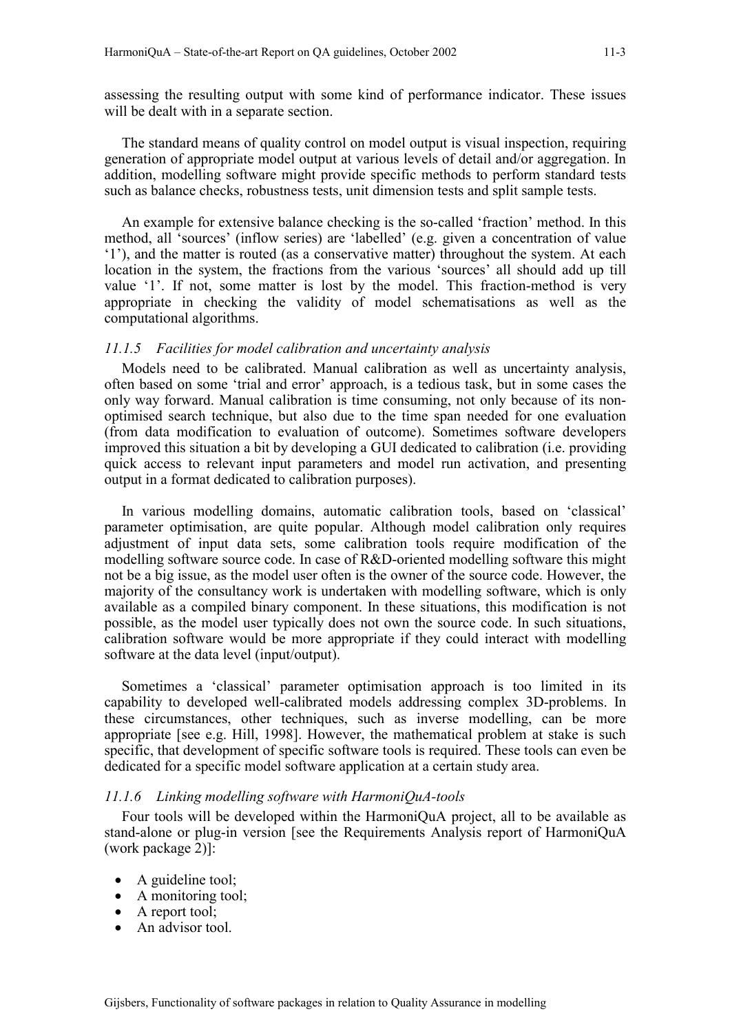assessing the resulting output with some kind of performance indicator. These issues will be dealt with in a separate section.

The standard means of quality control on model output is visual inspection, requiring generation of appropriate model output at various levels of detail and/or aggregation. In addition, modelling software might provide specific methods to perform standard tests such as balance checks, robustness tests, unit dimension tests and split sample tests.

An example for extensive balance checking is the so-called 'fraction' method. In this method, all 'sources' (inflow series) are 'labelled' (e.g. given a concentration of value '1'), and the matter is routed (as a conservative matter) throughout the system. At each location in the system, the fractions from the various 'sources' all should add up till value '1'. If not, some matter is lost by the model. This fraction-method is very appropriate in checking the validity of model schematisations as well as the computational algorithms.

### *11.1.5 Facilities for model calibration and uncertainty analysis*

Models need to be calibrated. Manual calibration as well as uncertainty analysis, often based on some 'trial and error' approach, is a tedious task, but in some cases the only way forward. Manual calibration is time consuming, not only because of its non-optimised search technique, but also due to the time span needed for one evaluation (from data modification to evaluation of outcome). Sometimes software developers improved this situation a bit by developing a GUI dedicated to calibration (i.e. providing quick access to relevant input parameters and model run activation, and presenting output in a format dedicated to calibration purposes).

In various modelling domains, automatic calibration tools, based on 'classical' parameter optimisation, are quite popular. Although model calibration only requires adjustment of input data sets, some calibration tools require modification of the modelling software source code. In case of R&D-oriented modelling software this might not be a big issue, as the model user often is the owner of the source code. However, the majority of the consultancy work is undertaken with modelling software, which is only available as a compiled binary component. In these situations, this modification is not possible, as the model user typically does not own the source code. In such situations, calibration software would be more appropriate if they could interact with modelling software at the data level (input/output).

Sometimes a 'classical' parameter optimisation approach is too limited in its capability to developed well-calibrated models addressing complex 3D-problems. In these circumstances, other techniques, such as inverse modelling, can be more appropriate [see e.g. Hill, 1998]. However, the mathematical problem at stake is such specific, that development of specific software tools is required. These tools can even be dedicated for a specific model software application at a certain study area.

### *11.1.6 Linking modelling software with HarmoniQuA-tools*

Four tools will be developed within the HarmoniQuA project, all to be available as stand-alone or plug-in version [see the Requirements Analysis report of HarmoniQuA (work package 2)]:

- A guideline tool;
- A monitoring tool;
- A report tool;
- An advisor tool.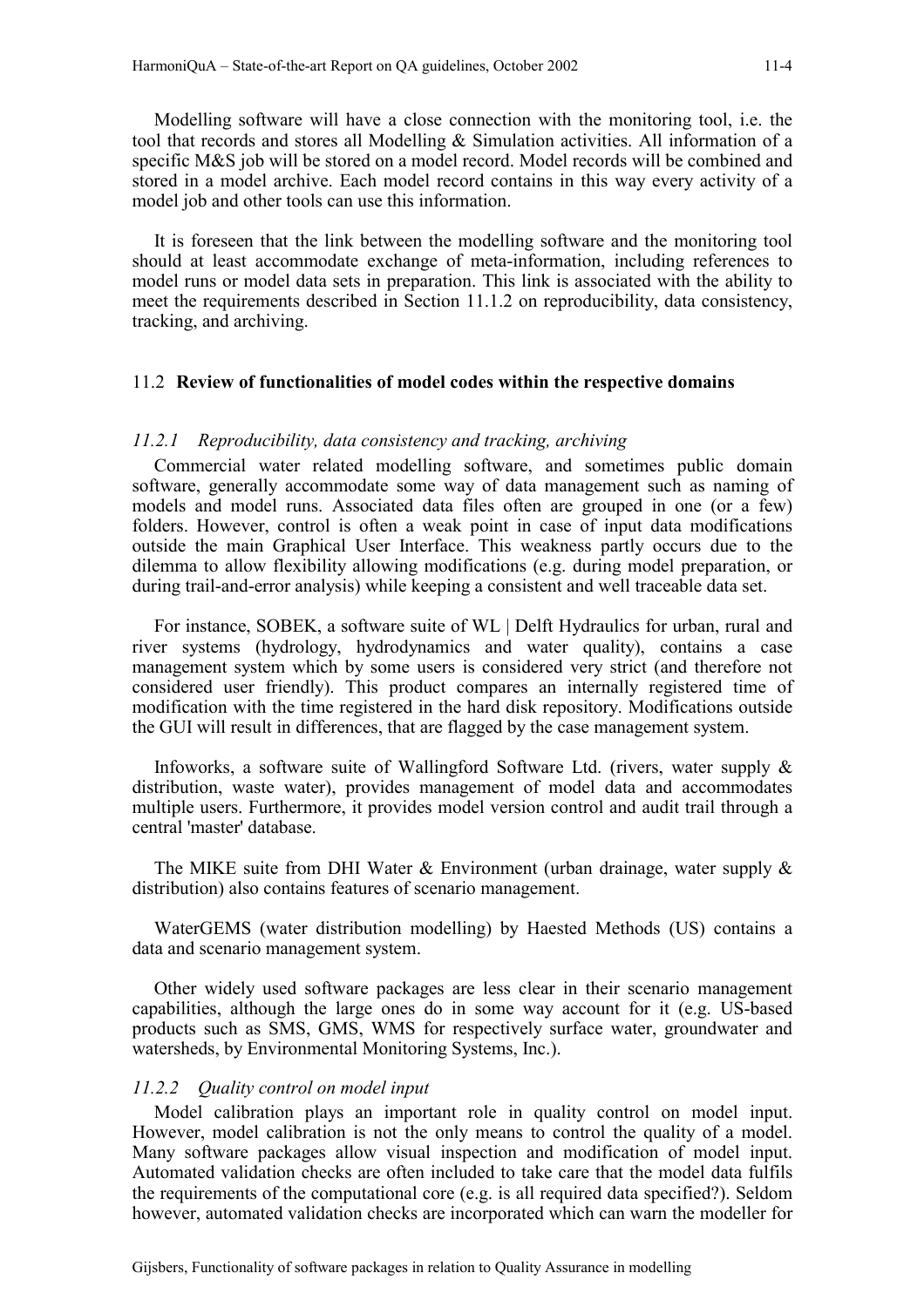Modelling software will have a close connection with the monitoring tool, i.e. the tool that records and stores all Modelling & Simulation activities. All information of a specific M&S job will be stored on a model record. Model records will be combined and stored in a model archive. Each model record contains in this way every activity of a model job and other tools can use this information.

It is foreseen that the link between the modelling software and the monitoring tool should at least accommodate exchange of meta-information, including references to model runs or model data sets in preparation. This link is associated with the ability to meet the requirements described in Section 11.1.2 on reproducibility, data consistency, tracking, and archiving.

## 11.2 **Review of functionalities of model codes within the respective domains**

### *11.2.1 Reproducibility, data consistency and tracking, archiving*

Commercial water related modelling software, and sometimes public domain software, generally accommodate some way of data management such as naming of models and model runs. Associated data files often are grouped in one (or a few) folders. However, control is often a weak point in case of input data modifications outside the main Graphical User Interface. This weakness partly occurs due to the dilemma to allow flexibility allowing modifications (e.g. during model preparation, or during trail-and-error analysis) while keeping a consistent and well traceable data set.

For instance, SOBEK, a software suite of WL | Delft Hydraulics for urban, rural and river systems (hydrology, hydrodynamics and water quality), contains a case management system which by some users is considered very strict (and therefore not considered user friendly). This product compares an internally registered time of modification with the time registered in the hard disk repository. Modifications outside the GUI will result in differences, that are flagged by the case management system.

Infoworks, a software suite of Wallingford Software Ltd. (rivers, water supply & distribution, waste water), provides management of model data and accommodates multiple users. Furthermore, it provides model version control and audit trail through a central 'master' database.

The MIKE suite from DHI Water & Environment (urban drainage, water supply & distribution) also contains features of scenario management.

WaterGEMS (water distribution modelling) by Haested Methods (US) contains a data and scenario management system.

Other widely used software packages are less clear in their scenario management capabilities, although the large ones do in some way account for it (e.g. US-based products such as SMS, GMS, WMS for respectively surface water, groundwater and watersheds, by Environmental Monitoring Systems, Inc.).

### *11.2.2 Quality control on model input*

Model calibration plays an important role in quality control on model input. However, model calibration is not the only means to control the quality of a model. Many software packages allow visual inspection and modification of model input. Automated validation checks are often included to take care that the model data fulfils the requirements of the computational core (e.g. is all required data specified?). Seldom however, automated validation checks are incorporated which can warn the modeller for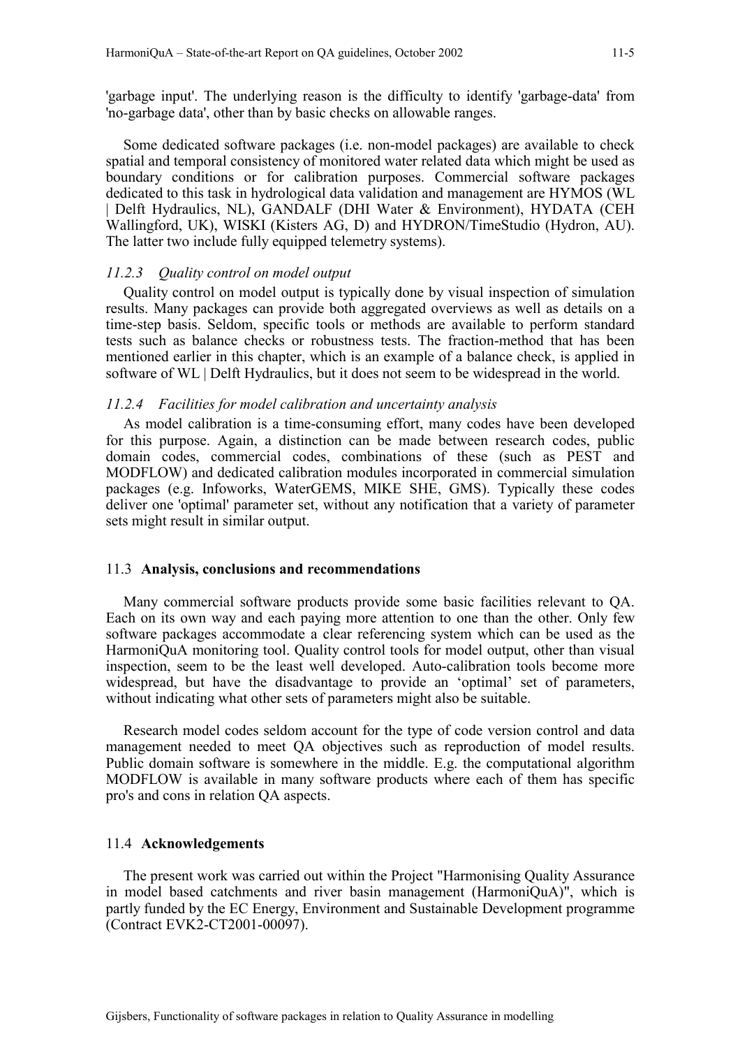'garbage input'. The underlying reason is the difficulty to identify 'garbage-data' from 'no-garbage data', other than by basic checks on allowable ranges.

Some dedicated software packages (i.e. non-model packages) are available to check spatial and temporal consistency of monitored water related data which might be used as boundary conditions or for calibration purposes. Commercial software packages dedicated to this task in hydrological data validation and management are HYMOS (WL | Delft Hydraulics, NL), GANDALF (DHI Water & Environment), HYDATA (CEH Wallingford, UK), WISKI (Kisters AG, D) and HYDRON/TimeStudio (Hydron, AU). The latter two include fully equipped telemetry systems).

### *11.2.3 Quality control on model output*

Quality control on model output is typically done by visual inspection of simulation results. Many packages can provide both aggregated overviews as well as details on a time-step basis. Seldom, specific tools or methods are available to perform standard tests such as balance checks or robustness tests. The fraction-method that has been mentioned earlier in this chapter, which is an example of a balance check, is applied in software of WL | Delft Hydraulics, but it does not seem to be widespread in the world.

### *11.2.4 Facilities for model calibration and uncertainty analysis*

As model calibration is a time-consuming effort, many codes have been developed for this purpose. Again, a distinction can be made between research codes, public domain codes, commercial codes, combinations of these (such as PEST and MODFLOW) and dedicated calibration modules incorporated in commercial simulation packages (e.g. Infoworks, WaterGEMS, MIKE SHE, GMS). Typically these codes deliver one 'optimal' parameter set, without any notification that a variety of parameter sets might result in similar output.

## 11.3 **Analysis, conclusions and recommendations**

Many commercial software products provide some basic facilities relevant to QA. Each on its own way and each paying more attention to one than the other. Only few software packages accommodate a clear referencing system which can be used as the HarmoniQuA monitoring tool. Quality control tools for model output, other than visual inspection, seem to be the least well developed. Auto-calibration tools become more widespread, but have the disadvantage to provide an 'optimal' set of parameters, without indicating what other sets of parameters might also be suitable.

Research model codes seldom account for the type of code version control and data management needed to meet QA objectives such as reproduction of model results. Public domain software is somewhere in the middle. E.g. the computational algorithm MODFLOW is available in many software products where each of them has specific pro's and cons in relation QA aspects.

## 11.4 **Acknowledgements**

The present work was carried out within the Project "Harmonising Quality Assurance in model based catchments and river basin management (HarmoniQuA)", which is partly funded by the EC Energy, Environment and Sustainable Development programme (Contract EVK2-CT2001-00097).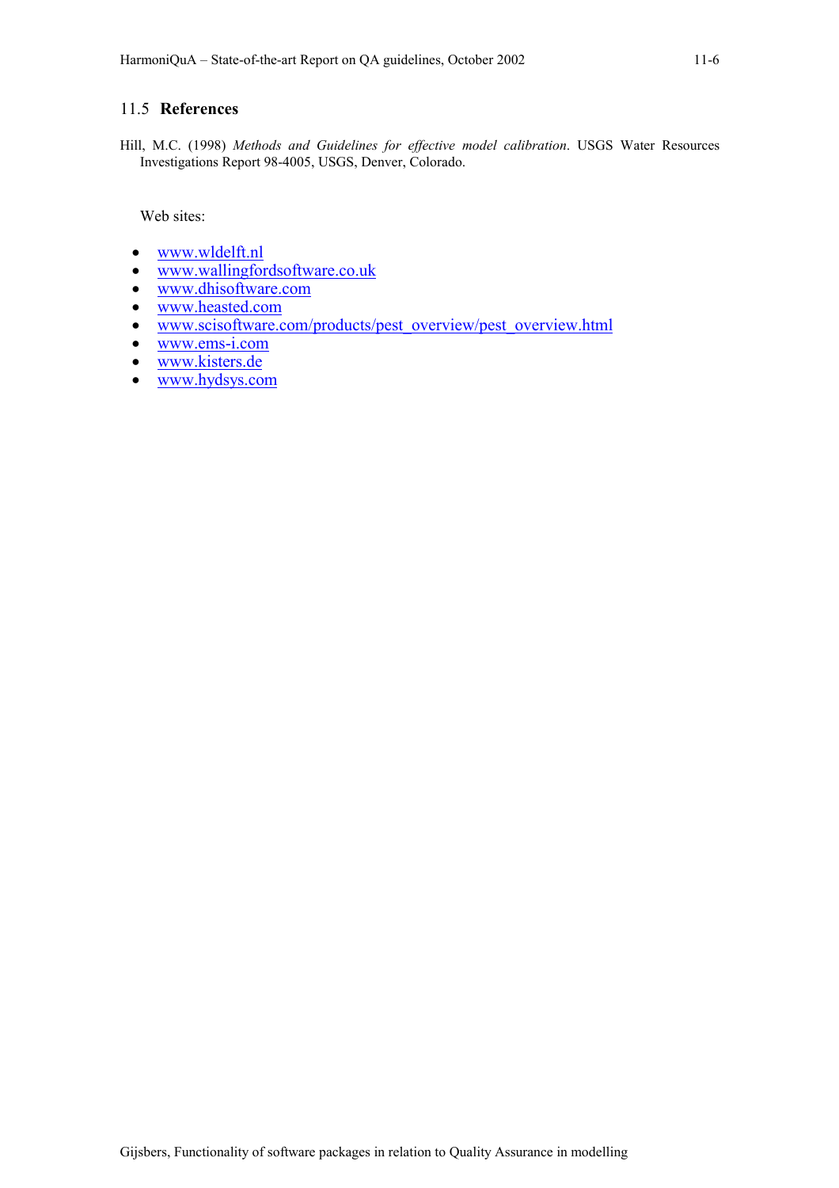## 11.5 References

Hill, M.C. (1998) *Methods and Guidelines for effective model calibration*. USGS Water Resources Investigations Report 98-4005, USGS, Denver, Colorado.

Web sites:

- www.wldelft.nl
- www.wallingfordsoftware.co.uk
- www.dhisoftware.com
- www.heasted.com
- www.scisoftware.com/products/pest_overview/pest_overview.html
- www.ems-i.com
- www.kisters.de
- www.hydsys.com